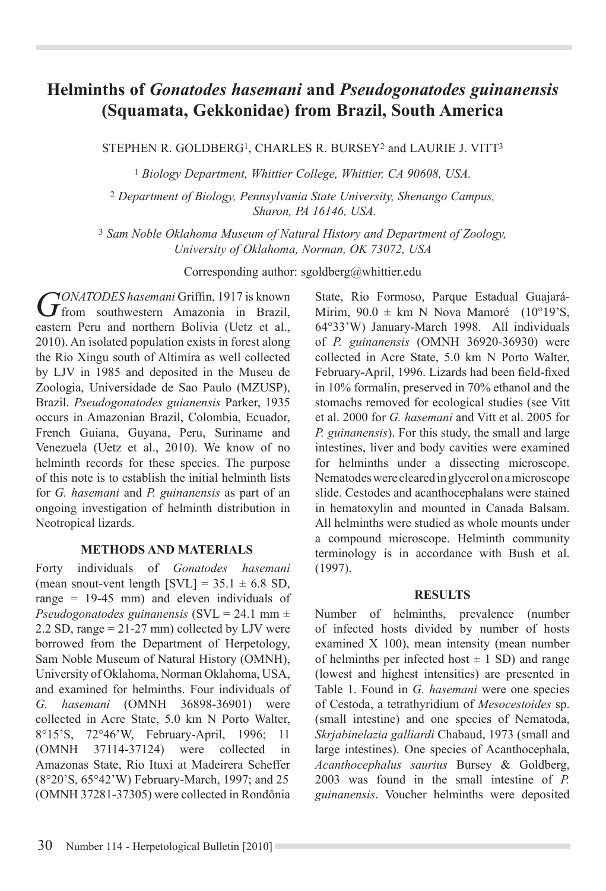# Helminths of *Gonatodes hasemani* and *Pseudogonatodes guinanensis* (Squamata, Gekkonidae) from Brazil, South America

STEPHEN R. GOLDBERG[1], CHARLES R. BURSEY[2] and LAURIE J. VITT[3]

[1] *Biology Department, Whittier College, Whittier, CA 90608, USA.*

[2] *Department of Biology, Pennsylvania State University, Shenango Campus, Sharon, PA 16146, USA.*

[3] *Sam Noble Oklahoma Museum of Natural History and Department of Zoology, University of Oklahoma, Norman, OK 73072, USA*

Corresponding author: sgoldberg@whittier.edu

*GONATODES hasemani* Griffin, 1917 is known from southwestern Amazonia in Brazil, eastern Peru and northern Bolivia (Uetz et al., 2010). An isolated population exists in forest along the Rio Xingu south of Altimíra as well collected by LJV in 1985 and deposited in the Museu de Zoologia, Universidade de Sao Paulo (MZUSP), Brazil. *Pseudogonatodes guianensis* Parker, 1935 occurs in Amazonian Brazil, Colombia, Ecuador, French Guiana, Guyana, Peru, Suriname and Venezuela (Uetz et al., 2010). We know of no helminth records for these species. The purpose of this note is to establish the initial helminth lists for *G. hasemani* and *P. guinanensis* as part of an ongoing investigation of helminth distribution in Neotropical lizards.

## METHODS AND MATERIALS

Forty individuals of *Gonatodes hasemani* (mean snout-vent length [SVL] = 35.1 ± 6.8 SD, range = 19-45 mm) and eleven individuals of *Pseudogonatodes guinanensis* (SVL = 24.1 mm ± 2.2 SD, range = 21-27 mm) collected by LJV were borrowed from the Department of Herpetology, Sam Noble Museum of Natural History (OMNH), University of Oklahoma, Norman Oklahoma, USA, and examined for helminths. Four individuals of *G. hasemani* (OMNH 36898-36901) were collected in Acre State, 5.0 km N Porto Walter, 8°15'S, 72°46'W, February-April, 1996; 11 (OMNH 37114-37124) were collected in Amazonas State, Rio Ituxi at Madeirera Scheffer (8°20'S, 65°42'W) February-March, 1997; and 25 (OMNH 37281-37305) were collected in Rondônia State, Rio Formoso, Parque Estadual Guajará-Mirim, 90.0 ± km N Nova Mamoré (10°19'S, 64°33'W) January-March 1998. All individuals of *P. guinanensis* (OMNH 36920-36930) were collected in Acre State, 5.0 km N Porto Walter, February-April, 1996. Lizards had been field-fixed in 10% formalin, preserved in 70% ethanol and the stomachs removed for ecological studies (see Vitt et al. 2000 for *G. hasemani* and Vitt et al. 2005 for *P. guinanensis*). For this study, the small and large intestines, liver and body cavities were examined for helminths under a dissecting microscope. Nematodes were cleared in glycerol on a microscope slide. Cestodes and acanthocephalans were stained in hematoxylin and mounted in Canada Balsam. All helminths were studied as whole mounts under a compound microscope. Helminth community terminology is in accordance with Bush et al. (1997).

## RESULTS

Number of helminths, prevalence (number of infected hosts divided by number of hosts examined X 100), mean intensity (mean number of helminths per infected host ± 1 SD) and range (lowest and highest intensities) are presented in Table 1. Found in *G. hasemani* were one species of Cestoda, a tetrathyridium of *Mesocestoides* sp. (small intestine) and one species of Nematoda, *Skrjabinelazia galliardi* Chabaud, 1973 (small and large intestines). One species of Acanthocephala, *Acanthocephalus saurius* Bursey & Goldberg, 2003 was found in the small intestine of *P. guinanensis*. Voucher helminths were deposited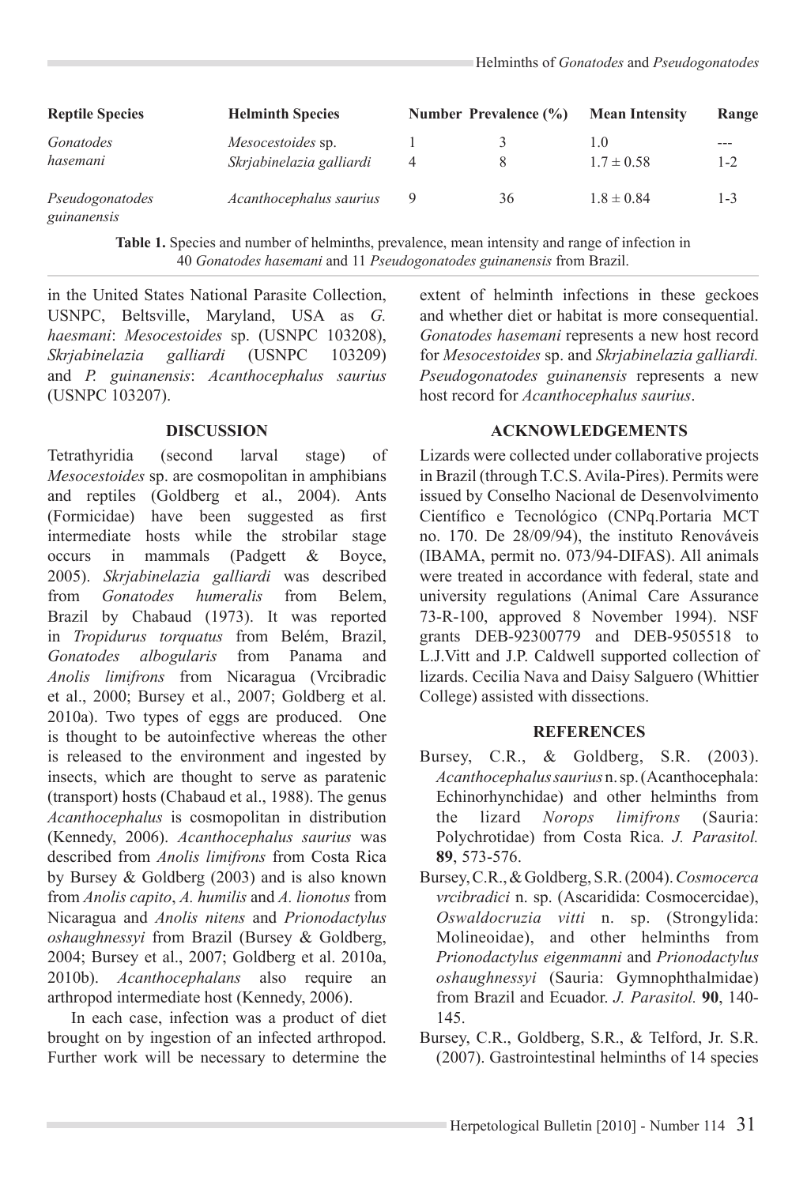| Reptile Species | Helminth Species | Number | Prevalence (%) | Mean Intensity | Range |
|---|---|---|---|---|---|
| *Gonatodes hasemani* | *Mesocestoides* sp. | 1 | 3 | 1.0 | --- |
| | *Skrjabinelazia galliardi* | 4 | 8 | 1.7 ± 0.58 | 1-2 |
| *Pseudogonatodes guinanensis* | *Acanthocephalus saurius* | 9 | 36 | 1.8 ± 0.84 | 1-3 |

**Table 1.** Species and number of helminths, prevalence, mean intensity and range of infection in 40 *Gonatodes hasemani* and 11 *Pseudogonatodes guinanensis* from Brazil.

in the United States National Parasite Collection, USNPC, Beltsville, Maryland, USA as *G. haesmani*: *Mesocestoides* sp. (USNPC 103208), *Skrjabinelazia galliardi* (USNPC 103209) and *P. guinanensis*: *Acanthocephalus saurius* (USNPC 103207).

## DISCUSSION

Tetrathyridia (second larval stage) of *Mesocestoides* sp. are cosmopolitan in amphibians and reptiles (Goldberg et al., 2004). Ants (Formicidae) have been suggested as first intermediate hosts while the strobilar stage occurs in mammals (Padgett & Boyce, 2005). *Skrjabinelazia galliardi* was described from *Gonatodes humeralis* from Belem, Brazil by Chabaud (1973). It was reported in *Tropidurus torquatus* from Belém, Brazil, *Gonatodes albogularis* from Panama and *Anolis limifrons* from Nicaragua (Vrcibradic et al., 2000; Bursey et al., 2007; Goldberg et al. 2010a). Two types of eggs are produced. One is thought to be autoinfective whereas the other is released to the environment and ingested by insects, which are thought to serve as paratenic (transport) hosts (Chabaud et al., 1988). The genus *Acanthocephalus* is cosmopolitan in distribution (Kennedy, 2006). *Acanthocephalus saurius* was described from *Anolis limifrons* from Costa Rica by Bursey & Goldberg (2003) and is also known from *Anolis capito*, *A. humilis* and *A. lionotus* from Nicaragua and *Anolis nitens* and *Prionodactylus oshaughnessyi* from Brazil (Bursey & Goldberg, 2004; Bursey et al., 2007; Goldberg et al. 2010a, 2010b). *Acanthocephalans* also require an arthropod intermediate host (Kennedy, 2006).

In each case, infection was a product of diet brought on by ingestion of an infected arthropod. Further work will be necessary to determine the extent of helminth infections in these geckoes and whether diet or habitat is more consequential. *Gonatodes hasemani* represents a new host record for *Mesocestoides* sp. and *Skrjabinelazia galliardi. Pseudogonatodes guinanensis* represents a new host record for *Acanthocephalus saurius*.

## ACKNOWLEDGEMENTS

Lizards were collected under collaborative projects in Brazil (through T.C.S. Avila-Pires). Permits were issued by Conselho Nacional de Desenvolvimento Científico e Tecnológico (CNPq.Portaria MCT no. 170. De 28/09/94), the instituto Renováveis (IBAMA, permit no. 073/94-DIFAS). All animals were treated in accordance with federal, state and university regulations (Animal Care Assurance 73-R-100, approved 8 November 1994). NSF grants DEB-92300779 and DEB-9505518 to L.J.Vitt and J.P. Caldwell supported collection of lizards. Cecilia Nava and Daisy Salguero (Whittier College) assisted with dissections.

## REFERENCES

Bursey, C.R., & Goldberg, S.R. (2003). *Acanthocephalus saurius* n. sp. (Acanthocephala: Echinorhynchidae) and other helminths from the lizard *Norops limifrons* (Sauria: Polychrotidae) from Costa Rica. *J. Parasitol.* **89**, 573-576.

Bursey, C.R., & Goldberg, S.R. (2004). *Cosmocerca vrcibradici* n. sp. (Ascaridida: Cosmocercidae), *Oswaldocruzia vitti* n. sp. (Strongylida: Molineoidae), and other helminths from *Prionodactylus eigenmanni* and *Prionodactylus oshaughnessyi* (Sauria: Gymnophthalmidae) from Brazil and Ecuador. *J. Parasitol.* **90**, 140-145.

Bursey, C.R., Goldberg, S.R., & Telford, Jr. S.R. (2007). Gastrointestinal helminths of 14 species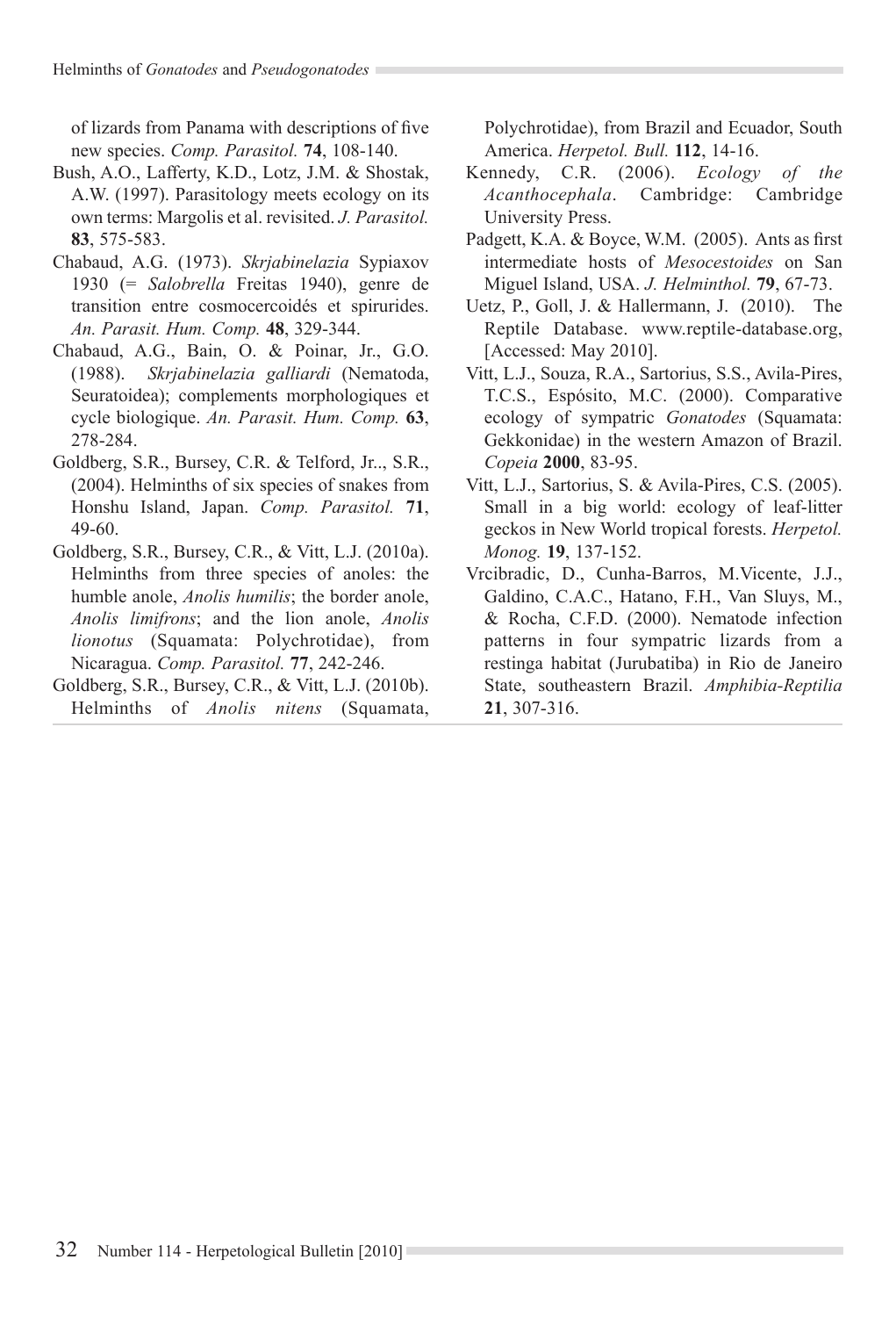of lizards from Panama with descriptions of five new species. *Comp. Parasitol.* **74**, 108-140.

Bush, A.O., Lafferty, K.D., Lotz, J.M. & Shostak, A.W. (1997). Parasitology meets ecology on its own terms: Margolis et al. revisited. *J. Parasitol.* **83**, 575-583.

Chabaud, A.G. (1973). *Skrjabinelazia* Sypiaxov 1930 (= *Salobrella* Freitas 1940), genre de transition entre cosmocercoidés et spirurides. *An. Parasit. Hum. Comp.* **48**, 329-344.

Chabaud, A.G., Bain, O. & Poinar, Jr., G.O. (1988). *Skrjabinelazia galliardi* (Nematoda, Seuratoidea); complements morphologiques et cycle biologique. *An. Parasit. Hum. Comp.* **63**, 278-284.

Goldberg, S.R., Bursey, C.R. & Telford, Jr.., S.R., (2004). Helminths of six species of snakes from Honshu Island, Japan. *Comp. Parasitol.* **71**, 49-60.

Goldberg, S.R., Bursey, C.R., & Vitt, L.J. (2010a). Helminths from three species of anoles: the humble anole, *Anolis humilis*; the border anole, *Anolis limifrons*; and the lion anole, *Anolis lionotus* (Squamata: Polychrotidae), from Nicaragua. *Comp. Parasitol.* **77**, 242-246.

Goldberg, S.R., Bursey, C.R., & Vitt, L.J. (2010b). Helminths of *Anolis nitens* (Squamata, Polychrotidae), from Brazil and Ecuador, South America. *Herpetol. Bull.* **112**, 14-16.

Kennedy, C.R. (2006). *Ecology of the Acanthocephala*. Cambridge: Cambridge University Press.

Padgett, K.A. & Boyce, W.M. (2005). Ants as first intermediate hosts of *Mesocestoides* on San Miguel Island, USA. *J. Helminthol.* **79**, 67-73.

Uetz, P., Goll, J. & Hallermann, J. (2010). The Reptile Database. www.reptile-database.org, [Accessed: May 2010].

Vitt, L.J., Souza, R.A., Sartorius, S.S., Avila-Pires, T.C.S., Espósito, M.C. (2000). Comparative ecology of sympatric *Gonatodes* (Squamata: Gekkonidae) in the western Amazon of Brazil. *Copeia* **2000**, 83-95.

Vitt, L.J., Sartorius, S. & Avila-Pires, C.S. (2005). Small in a big world: ecology of leaf-litter geckos in New World tropical forests. *Herpetol. Monog.* **19**, 137-152.

Vrcibradic, D., Cunha-Barros, M.Vicente, J.J., Galdino, C.A.C., Hatano, F.H., Van Sluys, M., & Rocha, C.F.D. (2000). Nematode infection patterns in four sympatric lizards from a restinga habitat (Jurubatiba) in Rio de Janeiro State, southeastern Brazil. *Amphibia-Reptilia* **21**, 307-316.